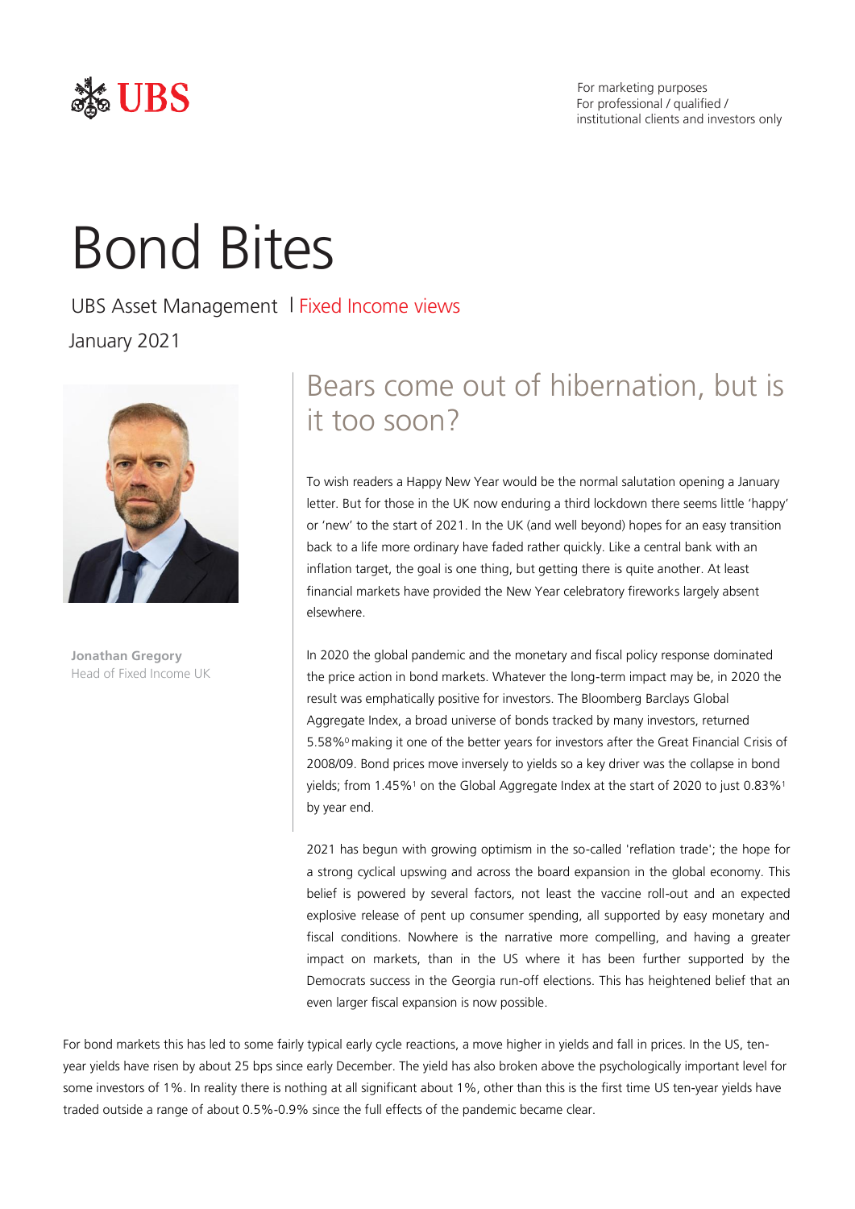For marketing purposes
For professional / qualified / institutional clients and investors only

# Bond Bites

UBS Asset Management | Fixed Income views

January 2021

**Jonathan Gregory**
Head of Fixed Income UK

## Bears come out of hibernation, but is it too soon?

To wish readers a Happy New Year would be the normal salutation opening a January letter. But for those in the UK now enduring a third lockdown there seems little 'happy' or 'new' to the start of 2021. In the UK (and well beyond) hopes for an easy transition back to a life more ordinary have faded rather quickly. Like a central bank with an inflation target, the goal is one thing, but getting there is quite another. At least financial markets have provided the New Year celebratory fireworks largely absent elsewhere.

In 2020 the global pandemic and the monetary and fiscal policy response dominated the price action in bond markets. Whatever the long-term impact may be, in 2020 the result was emphatically positive for investors. The Bloomberg Barclays Global Aggregate Index, a broad universe of bonds tracked by many investors, returned 5.58%[0] making it one of the better years for investors after the Great Financial Crisis of 2008/09. Bond prices move inversely to yields so a key driver was the collapse in bond yields; from 1.45%[1] on the Global Aggregate Index at the start of 2020 to just 0.83%[1] by year end.

2021 has begun with growing optimism in the so-called 'reflation trade'; the hope for a strong cyclical upswing and across the board expansion in the global economy. This belief is powered by several factors, not least the vaccine roll-out and an expected explosive release of pent up consumer spending, all supported by easy monetary and fiscal conditions. Nowhere is the narrative more compelling, and having a greater impact on markets, than in the US where it has been further supported by the Democrats success in the Georgia run-off elections. This has heightened belief that an even larger fiscal expansion is now possible.

For bond markets this has led to some fairly typical early cycle reactions, a move higher in yields and fall in prices. In the US, ten-year yields have risen by about 25 bps since early December. The yield has also broken above the psychologically important level for some investors of 1%. In reality there is nothing at all significant about 1%, other than this is the first time US ten-year yields have traded outside a range of about 0.5%-0.9% since the full effects of the pandemic became clear.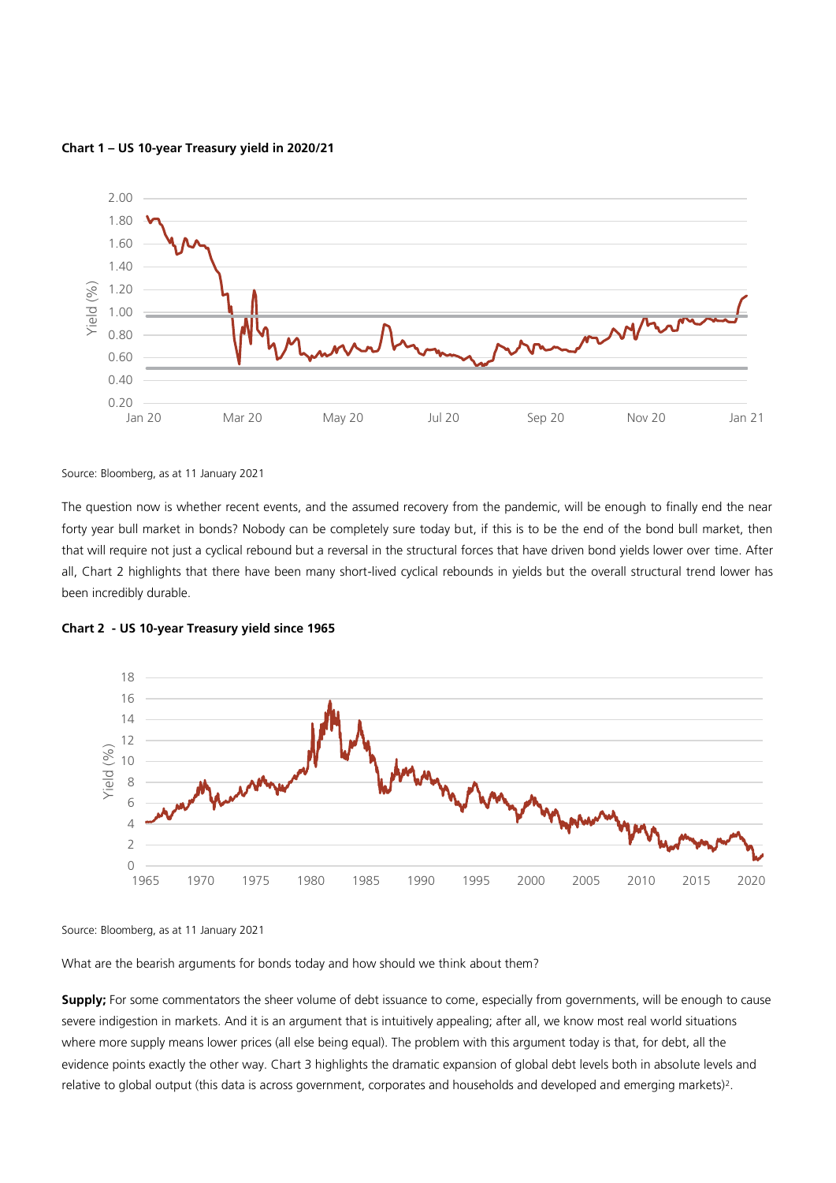**Chart 1 – US 10-year Treasury yield in 2020/21**

Source: Bloomberg, as at 11 January 2021

The question now is whether recent events, and the assumed recovery from the pandemic, will be enough to finally end the near forty year bull market in bonds? Nobody can be completely sure today but, if this is to be the end of the bond bull market, then that will require not just a cyclical rebound but a reversal in the structural forces that have driven bond yields lower over time. After all, Chart 2 highlights that there have been many short-lived cyclical rebounds in yields but the overall structural trend lower has been incredibly durable.

**Chart 2 - US 10-year Treasury yield since 1965**

Source: Bloomberg, as at 11 January 2021

What are the bearish arguments for bonds today and how should we think about them?

**Supply;** For some commentators the sheer volume of debt issuance to come, especially from governments, will be enough to cause severe indigestion in markets. And it is an argument that is intuitively appealing; after all, we know most real world situations where more supply means lower prices (all else being equal). The problem with this argument today is that, for debt, all the evidence points exactly the other way. Chart 3 highlights the dramatic expansion of global debt levels both in absolute levels and relative to global output (this data is across government, corporates and households and developed and emerging markets)[2].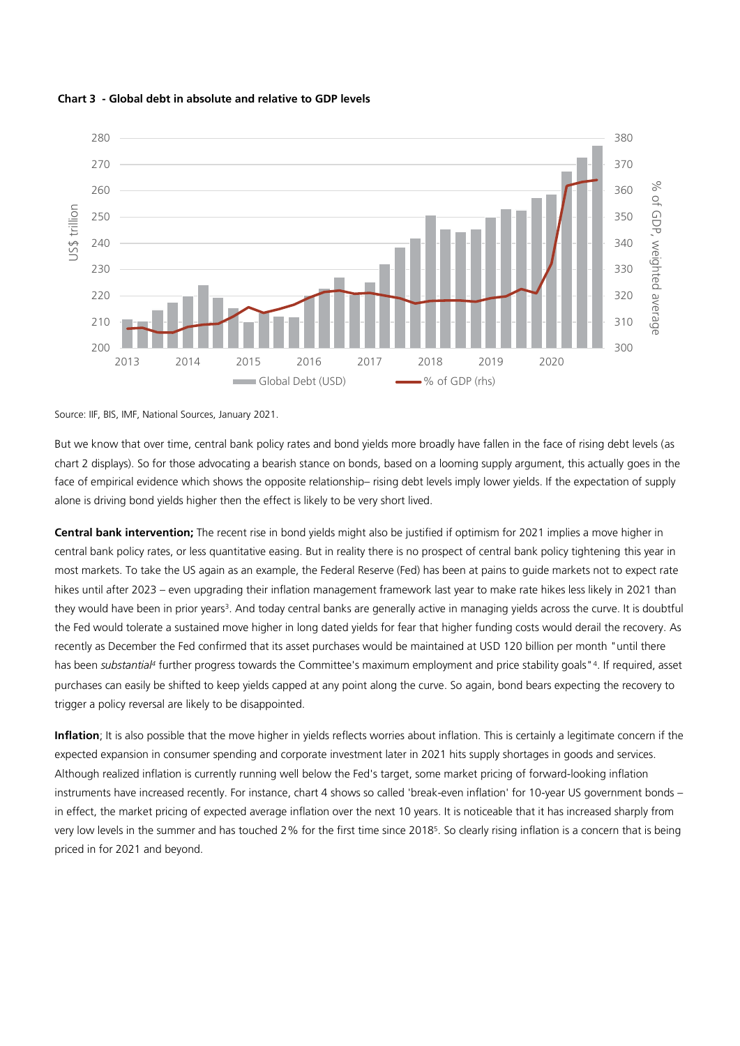**Chart 3 - Global debt in absolute and relative to GDP levels**

Source: IIF, BIS, IMF, National Sources, January 2021.

But we know that over time, central bank policy rates and bond yields more broadly have fallen in the face of rising debt levels (as chart 2 displays). So for those advocating a bearish stance on bonds, based on a looming supply argument, this actually goes in the face of empirical evidence which shows the opposite relationship– rising debt levels imply lower yields. If the expectation of supply alone is driving bond yields higher then the effect is likely to be very short lived.

**Central bank intervention;** The recent rise in bond yields might also be justified if optimism for 2021 implies a move higher in central bank policy rates, or less quantitative easing. But in reality there is no prospect of central bank policy tightening this year in most markets. To take the US again as an example, the Federal Reserve (Fed) has been at pains to guide markets not to expect rate hikes until after 2023 – even upgrading their inflation management framework last year to make rate hikes less likely in 2021 than they would have been in prior years[3]. And today central banks are generally active in managing yields across the curve. It is doubtful the Fed would tolerate a sustained move higher in long dated yields for fear that higher funding costs would derail the recovery. As recently as December the Fed confirmed that its asset purchases would be maintained at USD 120 billion per month "until there has been *substantial*[4] further progress towards the Committee's maximum employment and price stability goals"[4]. If required, asset purchases can easily be shifted to keep yields capped at any point along the curve. So again, bond bears expecting the recovery to trigger a policy reversal are likely to be disappointed.

**Inflation**; It is also possible that the move higher in yields reflects worries about inflation. This is certainly a legitimate concern if the expected expansion in consumer spending and corporate investment later in 2021 hits supply shortages in goods and services. Although realized inflation is currently running well below the Fed's target, some market pricing of forward-looking inflation instruments have increased recently. For instance, chart 4 shows so called 'break-even inflation' for 10-year US government bonds – in effect, the market pricing of expected average inflation over the next 10 years. It is noticeable that it has increased sharply from very low levels in the summer and has touched 2% for the first time since 2018[5]. So clearly rising inflation is a concern that is being priced in for 2021 and beyond.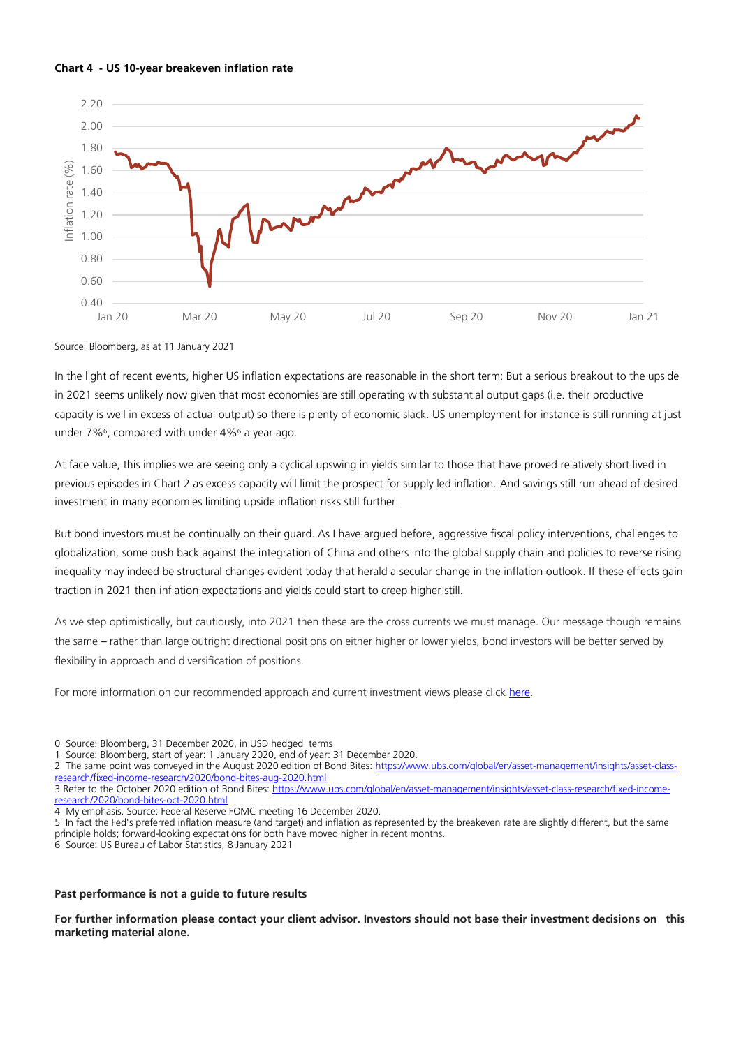**Chart 4 - US 10-year breakeven inflation rate**

Source: Bloomberg, as at 11 January 2021

In the light of recent events, higher US inflation expectations are reasonable in the short term; But a serious breakout to the upside in 2021 seems unlikely now given that most economies are still operating with substantial output gaps (i.e. their productive capacity is well in excess of actual output) so there is plenty of economic slack. US unemployment for instance is still running at just under 7%[6], compared with under 4%[6] a year ago.

At face value, this implies we are seeing only a cyclical upswing in yields similar to those that have proved relatively short lived in previous episodes in Chart 2 as excess capacity will limit the prospect for supply led inflation. And savings still run ahead of desired investment in many economies limiting upside inflation risks still further.

But bond investors must be continually on their guard. As I have argued before, aggressive fiscal policy interventions, challenges to globalization, some push back against the integration of China and others into the global supply chain and policies to reverse rising inequality may indeed be structural changes evident today that herald a secular change in the inflation outlook. If these effects gain traction in 2021 then inflation expectations and yields could start to creep higher still.

As we step optimistically, but cautiously, into 2021 then these are the cross currents we must manage. Our message though remains the same – rather than large outright directional positions on either higher or lower yields, bond investors will be better served by flexibility in approach and diversification of positions.

For more information on our recommended approach and current investment views please click [here](#).

0 Source: Bloomberg, 31 December 2020, in USD hedged terms
1 Source: Bloomberg, start of year: 1 January 2020, end of year: 31 December 2020.
2 The same point was conveyed in the August 2020 edition of Bond Bites: https://www.ubs.com/global/en/asset-management/insights/asset-class-research/fixed-income-research/2020/bond-bites-aug-2020.html
3 Refer to the October 2020 edition of Bond Bites: https://www.ubs.com/global/en/asset-management/insights/asset-class-research/fixed-income-research/2020/bond-bites-oct-2020.html
4 My emphasis. Source: Federal Reserve FOMC meeting 16 December 2020.
5 In fact the Fed's preferred inflation measure (and target) and inflation as represented by the breakeven rate are slightly different, but the same principle holds; forward-looking expectations for both have moved higher in recent months.
6 Source: US Bureau of Labor Statistics, 8 January 2021

**Past performance is not a guide to future results**

**For further information please contact your client advisor. Investors should not base their investment decisions on this marketing material alone.**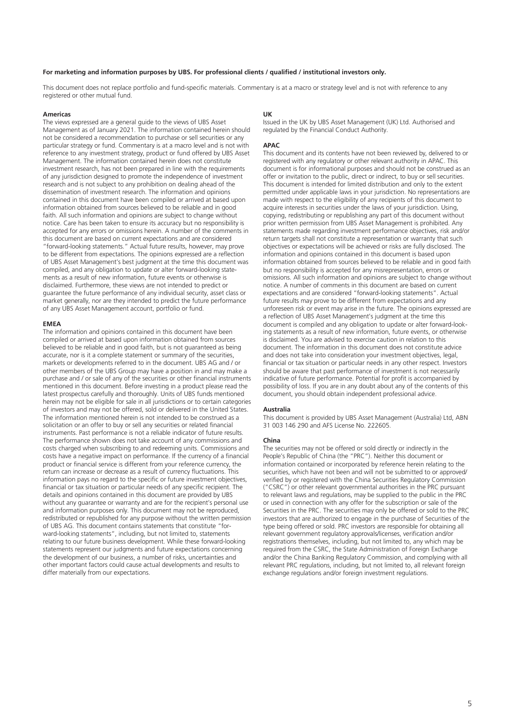**For marketing and information purposes by UBS. For professional clients / qualified / institutional investors only.**

This document does not replace portfolio and fund-specific materials. Commentary is at a macro or strategy level and is not with reference to any registered or other mutual fund.

### Americas

The views expressed are a general guide to the views of UBS Asset Management as of January 2021. The information contained herein should not be considered a recommendation to purchase or sell securities or any particular strategy or fund. Commentary is at a macro level and is not with reference to any investment strategy, product or fund offered by UBS Asset Management. The information contained herein does not constitute investment research, has not been prepared in line with the requirements of any jurisdiction designed to promote the independence of investment research and is not subject to any prohibition on dealing ahead of the dissemination of investment research. The information and opinions contained in this document have been compiled or arrived at based upon information obtained from sources believed to be reliable and in good faith. All such information and opinions are subject to change without notice. Care has been taken to ensure its accuracy but no responsibility is accepted for any errors or omissions herein. A number of the comments in this document are based on current expectations and are considered "forward-looking statements." Actual future results, however, may prove to be different from expectations. The opinions expressed are a reflection of UBS Asset Management's best judgment at the time this document was compiled, and any obligation to update or alter forward-looking statements as a result of new information, future events or otherwise is disclaimed. Furthermore, these views are not intended to predict or guarantee the future performance of any individual security, asset class or market generally, nor are they intended to predict the future performance of any UBS Asset Management account, portfolio or fund.

### EMEA

The information and opinions contained in this document have been compiled or arrived at based upon information obtained from sources believed to be reliable and in good faith, but is not guaranteed as being accurate, nor is it a complete statement or summary of the securities, markets or developments referred to in the document. UBS AG and / or other members of the UBS Group may have a position in and may make a purchase and / or sale of any of the securities or other financial instruments mentioned in this document. Before investing in a product please read the latest prospectus carefully and thoroughly. Units of UBS funds mentioned herein may not be eligible for sale in all jurisdictions or to certain categories of investors and may not be offered, sold or delivered in the United States. The information mentioned herein is not intended to be construed as a solicitation or an offer to buy or sell any securities or related financial instruments. Past performance is not a reliable indicator of future results. The performance shown does not take account of any commissions and costs charged when subscribing to and redeeming units. Commissions and costs have a negative impact on performance. If the currency of a financial product or financial service is different from your reference currency, the return can increase or decrease as a result of currency fluctuations. This information pays no regard to the specific or future investment objectives, financial or tax situation or particular needs of any specific recipient. The details and opinions contained in this document are provided by UBS without any guarantee or warranty and are for the recipient's personal use and information purposes only. This document may not be reproduced, redistributed or republished for any purpose without the written permission of UBS AG. This document contains statements that constitute "forward-looking statements", including, but not limited to, statements relating to our future business development. While these forward-looking statements represent our judgments and future expectations concerning the development of our business, a number of risks, uncertainties and other important factors could cause actual developments and results to differ materially from our expectations.

### UK

Issued in the UK by UBS Asset Management (UK) Ltd. Authorised and regulated by the Financial Conduct Authority.

### APAC

This document and its contents have not been reviewed by, delivered to or registered with any regulatory or other relevant authority in APAC. This document is for informational purposes and should not be construed as an offer or invitation to the public, direct or indirect, to buy or sell securities. This document is intended for limited distribution and only to the extent permitted under applicable laws in your jurisdiction. No representations are made with respect to the eligibility of any recipients of this document to acquire interests in securities under the laws of your jurisdiction. Using, copying, redistributing or republishing any part of this document without prior written permission from UBS Asset Management is prohibited. Any statements made regarding investment performance objectives, risk and/or return targets shall not constitute a representation or warranty that such objectives or expectations will be achieved or risks are fully disclosed. The information and opinions contained in this document is based upon information obtained from sources believed to be reliable and in good faith but no responsibility is accepted for any misrepresentation, errors or omissions. All such information and opinions are subject to change without notice. A number of comments in this document are based on current expectations and are considered "forward-looking statements". Actual future results may prove to be different from expectations and any unforeseen risk or event may arise in the future. The opinions expressed are a reflection of UBS Asset Management's judgment at the time this document is compiled and any obligation to update or alter forward-looking statements as a result of new information, future events, or otherwise is disclaimed. You are advised to exercise caution in relation to this document. The information in this document does not constitute advice and does not take into consideration your investment objectives, legal, financial or tax situation or particular needs in any other respect. Investors should be aware that past performance of investment is not necessarily indicative of future performance. Potential for profit is accompanied by possibility of loss. If you are in any doubt about any of the contents of this document, you should obtain independent professional advice.

### Australia

This document is provided by UBS Asset Management (Australia) Ltd, ABN 31 003 146 290 and AFS License No. 222605.

### China

The securities may not be offered or sold directly or indirectly in the People's Republic of China (the "PRC"). Neither this document or information contained or incorporated by reference herein relating to the securities, which have not been and will not be submitted to or approved/verified by or registered with the China Securities Regulatory Commission ("CSRC") or other relevant governmental authorities in the PRC pursuant to relevant laws and regulations, may be supplied to the public in the PRC or used in connection with any offer for the subscription or sale of the Securities in the PRC. The securities may only be offered or sold to the PRC investors that are authorized to engage in the purchase of Securities of the type being offered or sold. PRC investors are responsible for obtaining all relevant government regulatory approvals/licenses, verification and/or registrations themselves, including, but not limited to, any which may be required from the CSRC, the State Administration of Foreign Exchange and/or the China Banking Regulatory Commission, and complying with all relevant PRC regulations, including, but not limited to, all relevant foreign exchange regulations and/or foreign investment regulations.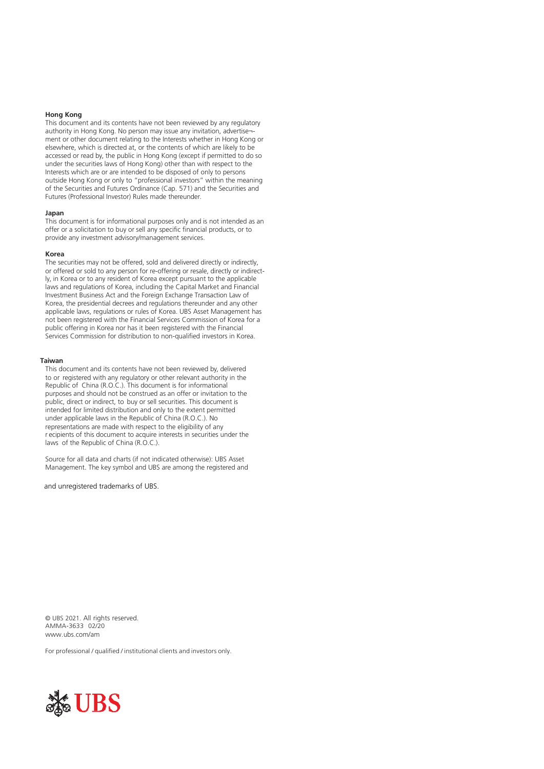**Hong Kong**

This document and its contents have not been reviewed by any regulatory authority in Hong Kong. No person may issue any invitation, advertise¬ment or other document relating to the Interests whether in Hong Kong or elsewhere, which is directed at, or the contents of which are likely to be accessed or read by, the public in Hong Kong (except if permitted to do so under the securities laws of Hong Kong) other than with respect to the Interests which are or are intended to be disposed of only to persons outside Hong Kong or only to "professional investors" within the meaning of the Securities and Futures Ordinance (Cap. 571) and the Securities and Futures (Professional Investor) Rules made thereunder.

**Japan**

This document is for informational purposes only and is not intended as an offer or a solicitation to buy or sell any specific financial products, or to provide any investment advisory/management services.

**Korea**

The securities may not be offered, sold and delivered directly or indirectly, or offered or sold to any person for re-offering or resale, directly or indirectly, in Korea or to any resident of Korea except pursuant to the applicable laws and regulations of Korea, including the Capital Market and Financial Investment Business Act and the Foreign Exchange Transaction Law of Korea, the presidential decrees and regulations thereunder and any other applicable laws, regulations or rules of Korea. UBS Asset Management has not been registered with the Financial Services Commission of Korea for a public offering in Korea nor has it been registered with the Financial Services Commission for distribution to non-qualified investors in Korea.

**Taiwan**

This document and its contents have not been reviewed by, delivered to or registered with any regulatory or other relevant authority in the Republic of China (R.O.C.). This document is for informational purposes and should not be construed as an offer or invitation to the public, direct or indirect, to buy or sell securities. This document is intended for limited distribution and only to the extent permitted under applicable laws in the Republic of China (R.O.C.). No representations are made with respect to the eligibility of any recipients of this document to acquire interests in securities under the laws of the Republic of China (R.O.C.).

Source for all data and charts (if not indicated otherwise): UBS Asset Management. The key symbol and UBS are among the registered and and unregistered trademarks of UBS.

© UBS 2021. All rights reserved.
AMMA-3633 02/20
www.ubs.com/am

For professional / qualified / institutional clients and investors only.

UBS